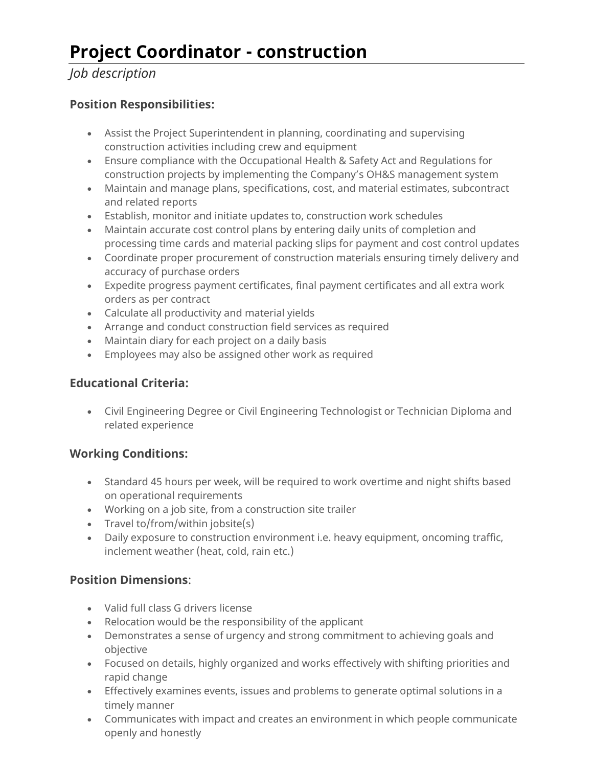# Project Coordinator - construction

*Job description*

### Position Responsibilities:

- Assist the Project Superintendent in planning, coordinating and supervising construction activities including crew and equipment
- Ensure compliance with the Occupational Health & Safety Act and Regulations for construction projects by implementing the Company's OH&S management system
- Maintain and manage plans, specifications, cost, and material estimates, subcontract and related reports
- Establish, monitor and initiate updates to, construction work schedules
- Maintain accurate cost control plans by entering daily units of completion and processing time cards and material packing slips for payment and cost control updates
- Coordinate proper procurement of construction materials ensuring timely delivery and accuracy of purchase orders
- Expedite progress payment certificates, final payment certificates and all extra work orders as per contract
- Calculate all productivity and material yields
- Arrange and conduct construction field services as required
- Maintain diary for each project on a daily basis
- Employees may also be assigned other work as required

### Educational Criteria:

- Civil Engineering Degree or Civil Engineering Technologist or Technician Diploma and related experience

### Working Conditions:

- Standard 45 hours per week, will be required to work overtime and night shifts based on operational requirements
- Working on a job site, from a construction site trailer
- Travel to/from/within jobsite(s)
- Daily exposure to construction environment i.e. heavy equipment, oncoming traffic, inclement weather (heat, cold, rain etc.)

### Position Dimensions:

- Valid full class G drivers license
- Relocation would be the responsibility of the applicant
- Demonstrates a sense of urgency and strong commitment to achieving goals and objective
- Focused on details, highly organized and works effectively with shifting priorities and rapid change
- Effectively examines events, issues and problems to generate optimal solutions in a timely manner
- Communicates with impact and creates an environment in which people communicate openly and honestly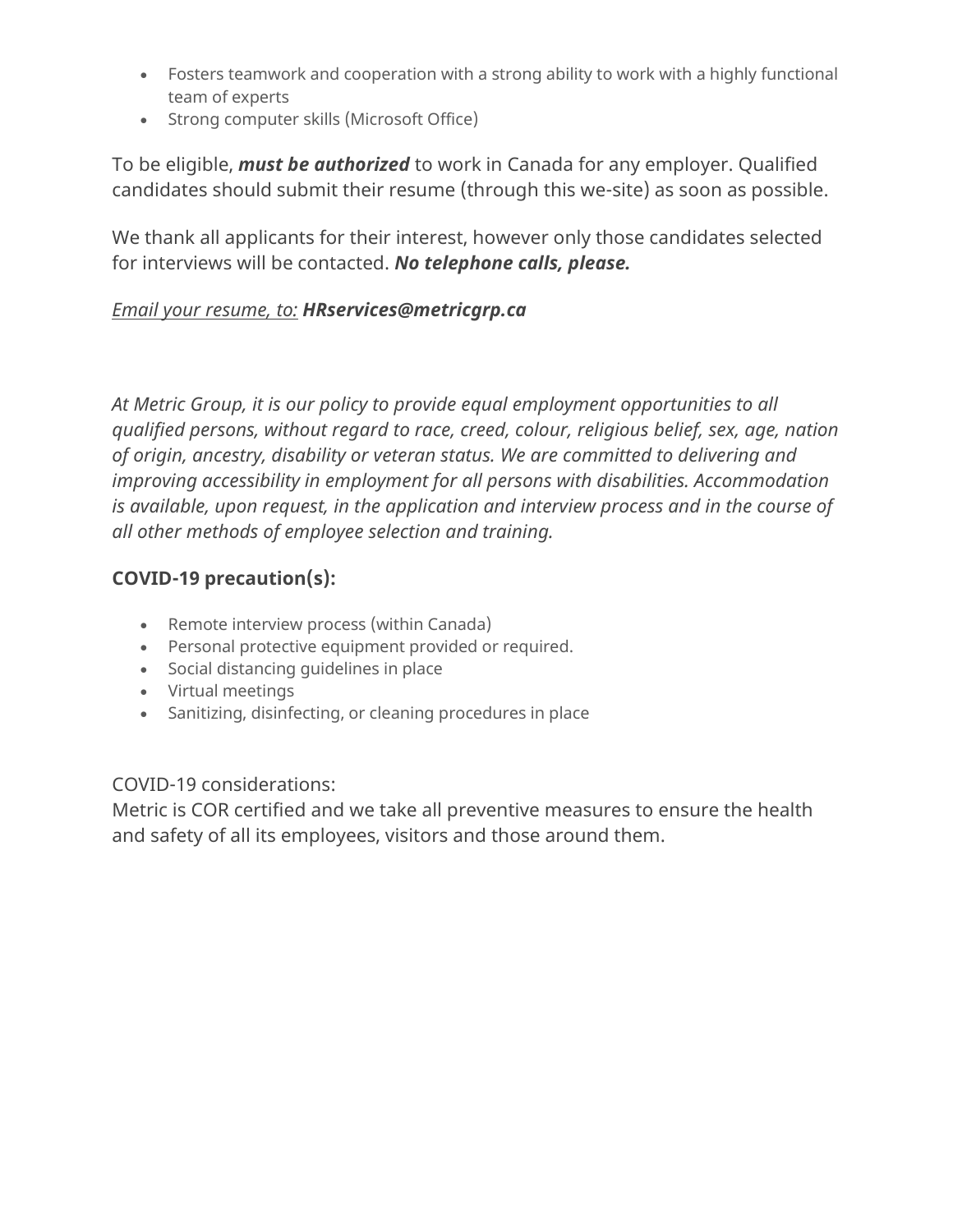- Fosters teamwork and cooperation with a strong ability to work with a highly functional team of experts
- Strong computer skills (Microsoft Office)

To be eligible, ***must be authorized*** to work in Canada for any employer. Qualified candidates should submit their resume (through this we-site) as soon as possible.

We thank all applicants for their interest, however only those candidates selected for interviews will be contacted. ***No telephone calls, please.***

<u>*Email your resume, to:*</u> ***HRservices@metricgrp.ca***

*At Metric Group, it is our policy to provide equal employment opportunities to all qualified persons, without regard to race, creed, colour, religious belief, sex, age, nation of origin, ancestry, disability or veteran status. We are committed to delivering and improving accessibility in employment for all persons with disabilities. Accommodation is available, upon request, in the application and interview process and in the course of all other methods of employee selection and training.*

**COVID-19 precaution(s):**

- Remote interview process (within Canada)
- Personal protective equipment provided or required.
- Social distancing guidelines in place
- Virtual meetings
- Sanitizing, disinfecting, or cleaning procedures in place

COVID-19 considerations:
Metric is COR certified and we take all preventive measures to ensure the health and safety of all its employees, visitors and those around them.